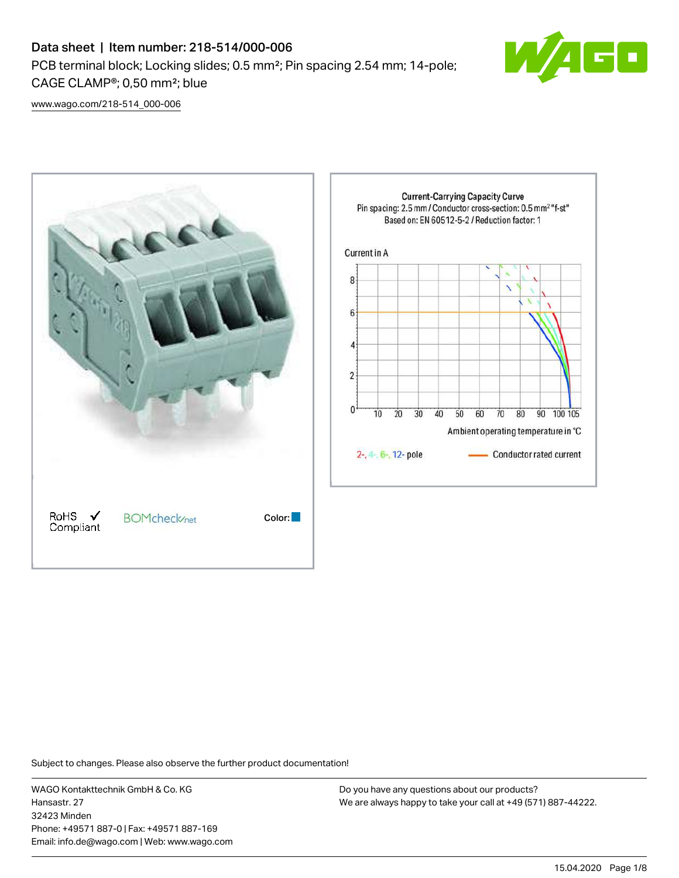# Data sheet | Item number: 218-514/000-006

PCB terminal block; Locking slides; 0.5 mm²; Pin spacing 2.54 mm; 14-pole; CAGE CLAMP®; 0,50 mm²; blue

www.wago.com/218-514_000-006

RoHS Compliant ✓

BOMcheck.net

Color:

**Current-Carrying Capacity Curve**

Pin spacing: 2.5 mm / Conductor cross-section: 0.5 mm² "f-st"

Based on: EN 60512-5-2 / Reduction factor: 1

Current in A

Ambient operating temperature in °C

2-, 4-, 6-, 12- pole

Conductor rated current

Subject to changes. Please also observe the further product documentation!

WAGO Kontakttechnik GmbH & Co. KG
Hansastr. 27
32423 Minden
Phone: +49571 887-0 | Fax: +49571 887-169
Email: info.de@wago.com | Web: www.wago.com

Do you have any questions about our products?
We are always happy to take your call at +49 (571) 887-44222.

15.04.2020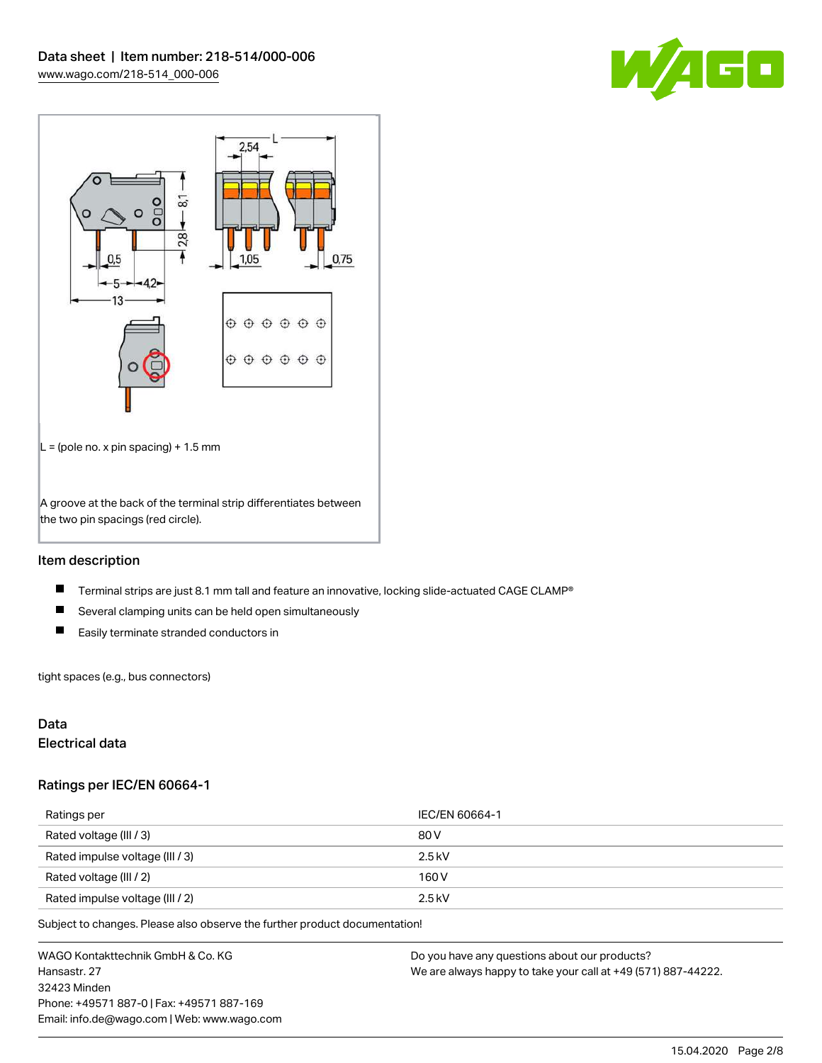L = (pole no. x pin spacing) + 1.5 mm

A groove at the back of the terminal strip differentiates between the two pin spacings (red circle).

## Item description

- Terminal strips are just 8.1 mm tall and feature an innovative, locking slide-actuated CAGE CLAMP®
- Several clamping units can be held open simultaneously
- Easily terminate stranded conductors in

tight spaces (e.g., bus connectors)

## Data

### Electrical data

### Ratings per IEC/EN 60664-1

| Ratings per | IEC/EN 60664-1 |
| --- | --- |
| Rated voltage (III / 3) | 80 V |
| Rated impulse voltage (III / 3) | 2.5 kV |
| Rated voltage (III / 2) | 160 V |
| Rated impulse voltage (III / 2) | 2.5 kV |

Subject to changes. Please also observe the further product documentation!

WAGO Kontakttechnik GmbH & Co. KG
Hansastr. 27
32423 Minden
Phone: +49571 887-0 | Fax: +49571 887-169
Email: info.de@wago.com | Web: www.wago.com

Do you have any questions about our products?
We are always happy to take your call at +49 (571) 887-44222.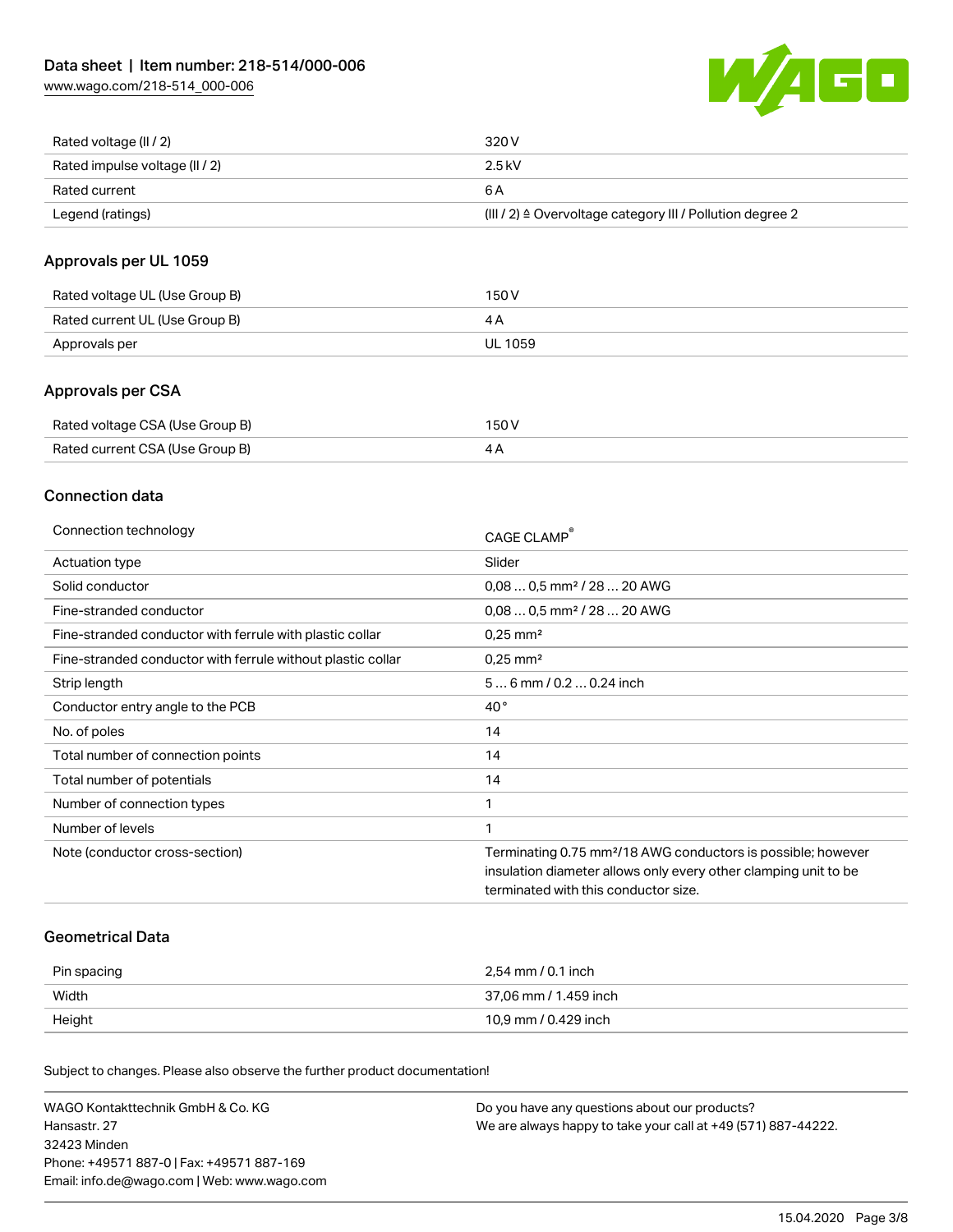| | |
|---|---|
| Rated voltage (II / 2) | 320 V |
| Rated impulse voltage (II / 2) | 2.5 kV |
| Rated current | 6 A |
| Legend (ratings) | (III / 2) ≙ Overvoltage category III / Pollution degree 2 |

## Approvals per UL 1059

| | |
|---|---|
| Rated voltage UL (Use Group B) | 150 V |
| Rated current UL (Use Group B) | 4 A |
| Approvals per | UL 1059 |

## Approvals per CSA

| | |
|---|---|
| Rated voltage CSA (Use Group B) | 150 V |
| Rated current CSA (Use Group B) | 4 A |

## Connection data

| | |
|---|---|
| Connection technology | CAGE CLAMP® |
| Actuation type | Slider |
| Solid conductor | 0,08 … 0,5 mm² / 28 … 20 AWG |
| Fine-stranded conductor | 0,08 … 0,5 mm² / 28 … 20 AWG |
| Fine-stranded conductor with ferrule with plastic collar | 0,25 mm² |
| Fine-stranded conductor with ferrule without plastic collar | 0,25 mm² |
| Strip length | 5 … 6 mm / 0.2 … 0.24 inch |
| Conductor entry angle to the PCB | 40 ° |
| No. of poles | 14 |
| Total number of connection points | 14 |
| Total number of potentials | 14 |
| Number of connection types | 1 |
| Number of levels | 1 |
| Note (conductor cross-section) | Terminating 0.75 mm²/18 AWG conductors is possible; however insulation diameter allows only every other clamping unit to be terminated with this conductor size. |

## Geometrical Data

| | |
|---|---|
| Pin spacing | 2,54 mm / 0.1 inch |
| Width | 37,06 mm / 1.459 inch |
| Height | 10,9 mm / 0.429 inch |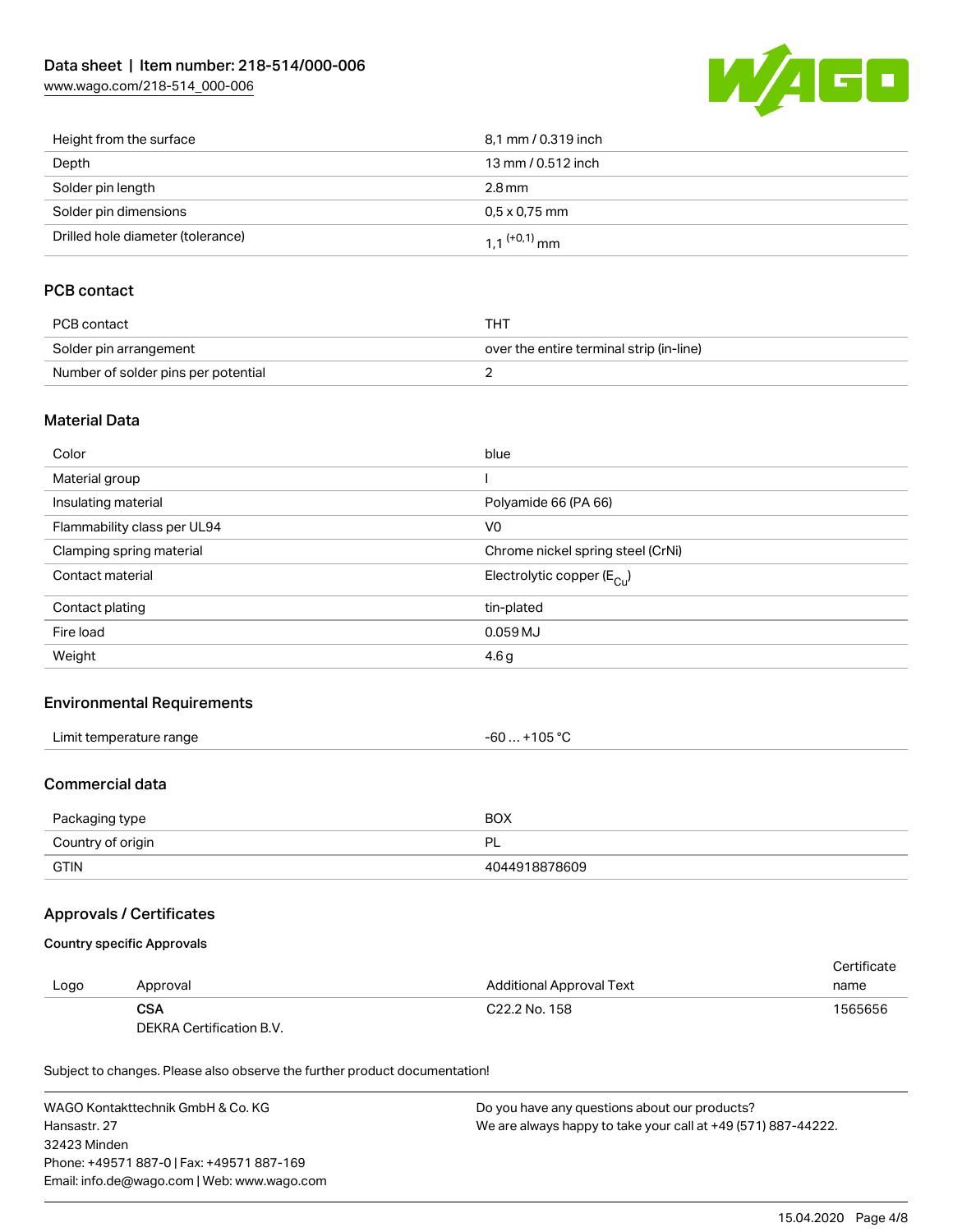| | |
|---|---|
| Height from the surface | 8,1 mm / 0.319 inch |
| Depth | 13 mm / 0.512 inch |
| Solder pin length | 2.8 mm |
| Solder pin dimensions | 0,5 x 0,75 mm |
| Drilled hole diameter (tolerance) | $1{,}1^{(+0{,}1)}$ mm |

## PCB contact

| | |
|---|---|
| PCB contact | THT |
| Solder pin arrangement | over the entire terminal strip (in-line) |
| Number of solder pins per potential | 2 |

## Material Data

| | |
|---|---|
| Color | blue |
| Material group | I |
| Insulating material | Polyamide 66 (PA 66) |
| Flammability class per UL94 | V0 |
| Clamping spring material | Chrome nickel spring steel (CrNi) |
| Contact material | Electrolytic copper ($E_{Cu}$) |
| Contact plating | tin-plated |
| Fire load | 0.059 MJ |
| Weight | 4.6 g |

## Environmental Requirements

| | |
|---|---|
| Limit temperature range | -60 … +105 °C |

## Commercial data

| | |
|---|---|
| Packaging type | BOX |
| Country of origin | PL |
| GTIN | 4044918878609 |

## Approvals / Certificates

### Country specific Approvals

| Logo | Approval | Additional Approval Text | Certificate name |
|---|---|---|---|
| | **CSA** DEKRA Certification B.V. | C22.2 No. 158 | 1565656 |

Subject to changes. Please also observe the further product documentation!

WAGO Kontakttechnik GmbH & Co. KG
Hansastr. 27
32423 Minden
Phone: +49571 887-0 | Fax: +49571 887-169
Email: info.de@wago.com | Web: www.wago.com

Do you have any questions about our products?
We are always happy to take your call at +49 (571) 887-44222.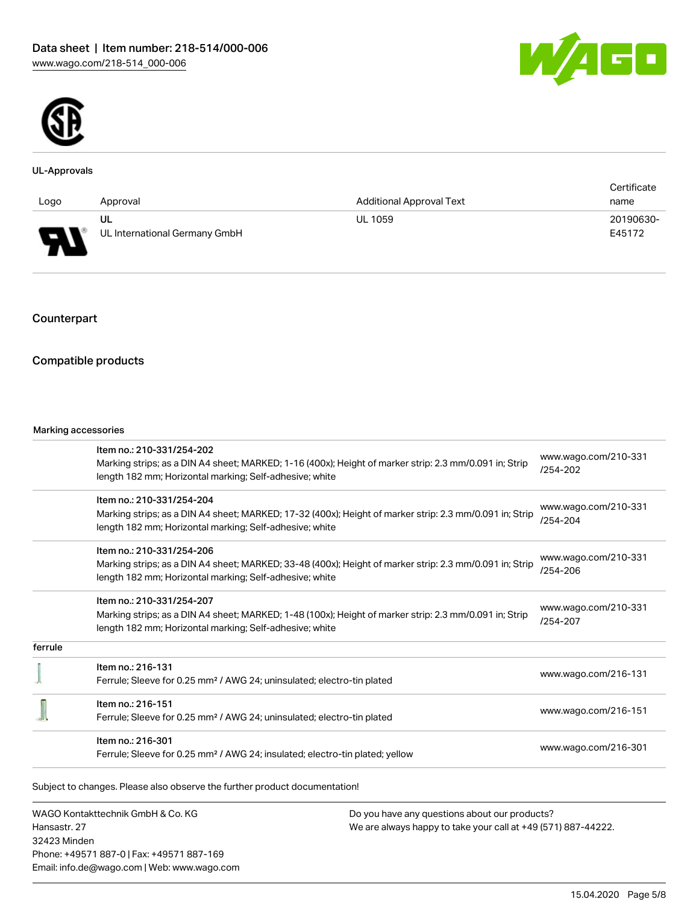## UL-Approvals

| Logo | Approval | Additional Approval Text | Certificate name |
| --- | --- | --- | --- |
| | UL<br>UL International Germany GmbH | UL 1059 | 20190630-E45172 |

## Counterpart

## Compatible products

Marking accessories

| | | |
| --- | --- | --- |
| | Item no.: 210-331/254-202<br>Marking strips; as a DIN A4 sheet; MARKED; 1-16 (400x); Height of marker strip: 2.3 mm/0.091 in; Strip length 182 mm; Horizontal marking; Self-adhesive; white | www.wago.com/210-331/254-202 |
| | Item no.: 210-331/254-204<br>Marking strips; as a DIN A4 sheet; MARKED; 17-32 (400x); Height of marker strip: 2.3 mm/0.091 in; Strip length 182 mm; Horizontal marking; Self-adhesive; white | www.wago.com/210-331/254-204 |
| | Item no.: 210-331/254-206<br>Marking strips; as a DIN A4 sheet; MARKED; 33-48 (400x); Height of marker strip: 2.3 mm/0.091 in; Strip length 182 mm; Horizontal marking; Self-adhesive; white | www.wago.com/210-331/254-206 |
| | Item no.: 210-331/254-207<br>Marking strips; as a DIN A4 sheet; MARKED; 1-48 (100x); Height of marker strip: 2.3 mm/0.091 in; Strip length 182 mm; Horizontal marking; Self-adhesive; white | www.wago.com/210-331/254-207 |

ferrule

| | | |
| --- | --- | --- |
| | Item no.: 216-131<br>Ferrule; Sleeve for 0.25 mm² / AWG 24; uninsulated; electro-tin plated | www.wago.com/216-131 |
| | Item no.: 216-151<br>Ferrule; Sleeve for 0.25 mm² / AWG 24; uninsulated; electro-tin plated | www.wago.com/216-151 |
| | Item no.: 216-301<br>Ferrule; Sleeve for 0.25 mm² / AWG 24; insulated; electro-tin plated; yellow | www.wago.com/216-301 |

Subject to changes. Please also observe the further product documentation!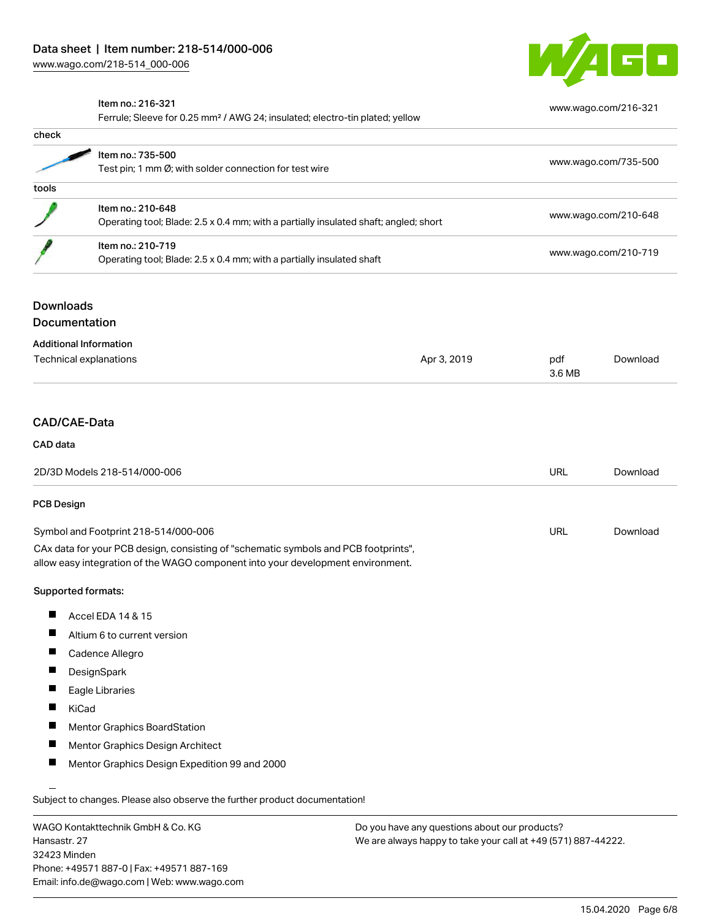| | | |
|---|---|---|
| | Item no.: 216-321<br>Ferrule; Sleeve for 0.25 mm² / AWG 24; insulated; electro-tin plated; yellow | www.wago.com/216-321 |
| **check** | | |
| | Item no.: 735-500<br>Test pin; 1 mm Ø; with solder connection for test wire | www.wago.com/735-500 |
| **tools** | | |
| | Item no.: 210-648<br>Operating tool; Blade: 2.5 x 0.4 mm; with a partially insulated shaft; angled; short | www.wago.com/210-648 |
| | Item no.: 210-719<br>Operating tool; Blade: 2.5 x 0.4 mm; with a partially insulated shaft | www.wago.com/210-719 |

## Downloads

## Documentation

### Additional Information

| | | | |
|---|---|---|---|
| Technical explanations | Apr 3, 2019 | pdf<br>3.6 MB | Download |

## CAD/CAE-Data

### CAD data

| | | |
|---|---|---|
| 2D/3D Models 218-514/000-006 | URL | Download |

### PCB Design

| | | |
|---|---|---|
| Symbol and Footprint 218-514/000-006 | URL | Download |

CAx data for your PCB design, consisting of "schematic symbols and PCB footprints", allow easy integration of the WAGO component into your development environment.

**Supported formats:**

- Accel EDA 14 & 15
- Altium 6 to current version
- Cadence Allegro
- DesignSpark
- Eagle Libraries
- KiCad
- Mentor Graphics BoardStation
- Mentor Graphics Design Architect
- Mentor Graphics Design Expedition 99 and 2000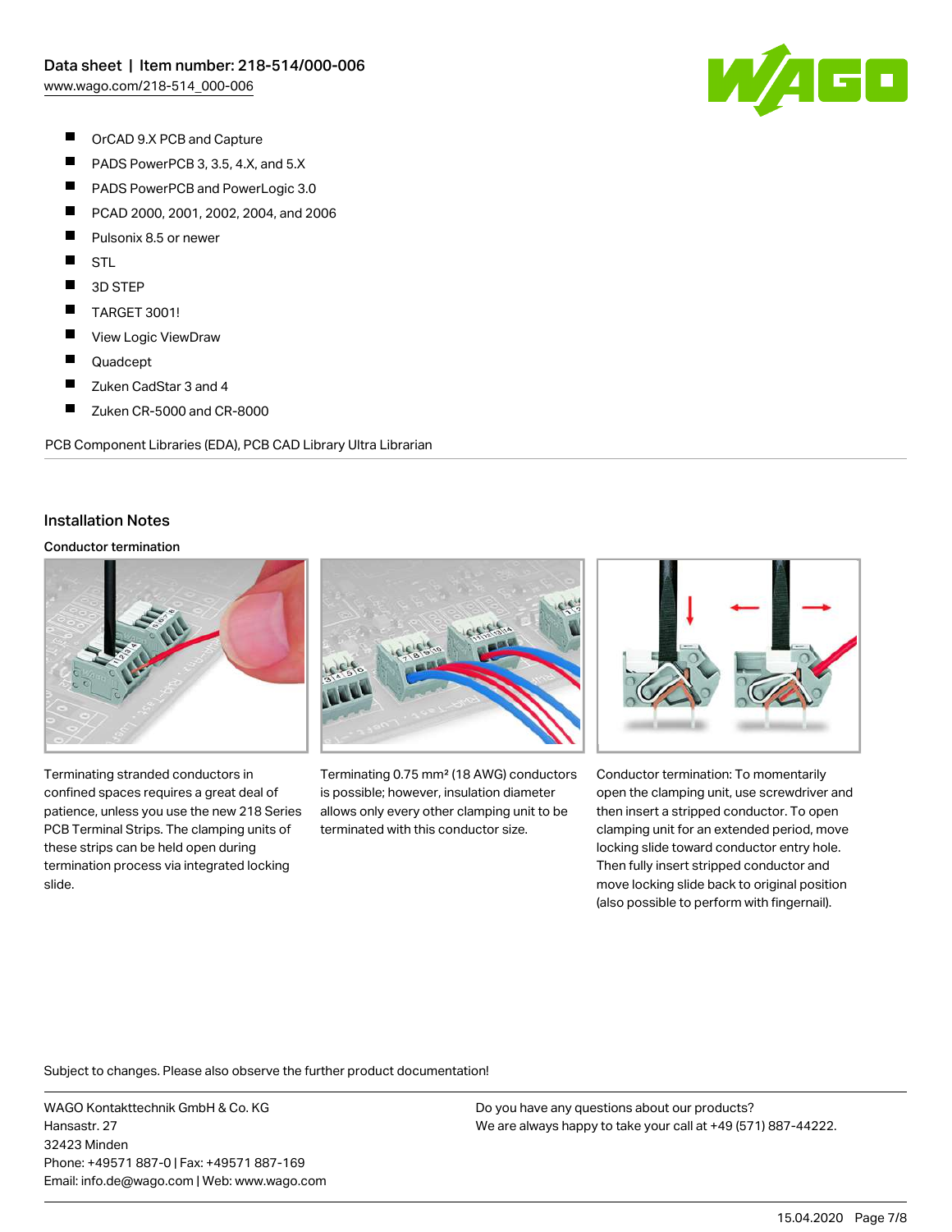- OrCAD 9.X PCB and Capture
- PADS PowerPCB 3, 3.5, 4.X, and 5.X
- PADS PowerPCB and PowerLogic 3.0
- PCAD 2000, 2001, 2002, 2004, and 2006
- Pulsonix 8.5 or newer
- STL
- 3D STEP
- TARGET 3001!
- View Logic ViewDraw
- Quadcept
- Zuken CadStar 3 and 4
- Zuken CR-5000 and CR-8000

PCB Component Libraries (EDA), PCB CAD Library Ultra Librarian

## Installation Notes

### Conductor termination

Terminating stranded conductors in confined spaces requires a great deal of patience, unless you use the new 218 Series PCB Terminal Strips. The clamping units of these strips can be held open during termination process via integrated locking slide.

Terminating 0.75 mm² (18 AWG) conductors is possible; however, insulation diameter allows only every other clamping unit to be terminated with this conductor size.

Conductor termination: To momentarily open the clamping unit, use screwdriver and then insert a stripped conductor. To open clamping unit for an extended period, move locking slide toward conductor entry hole. Then fully insert stripped conductor and move locking slide back to original position (also possible to perform with fingernail).

Subject to changes. Please also observe the further product documentation!

WAGO Kontakttechnik GmbH & Co. KG
Hansastr. 27
32423 Minden
Phone: +49571 887-0 | Fax: +49571 887-169
Email: info.de@wago.com | Web: www.wago.com

Do you have any questions about our products?
We are always happy to take your call at +49 (571) 887-44222.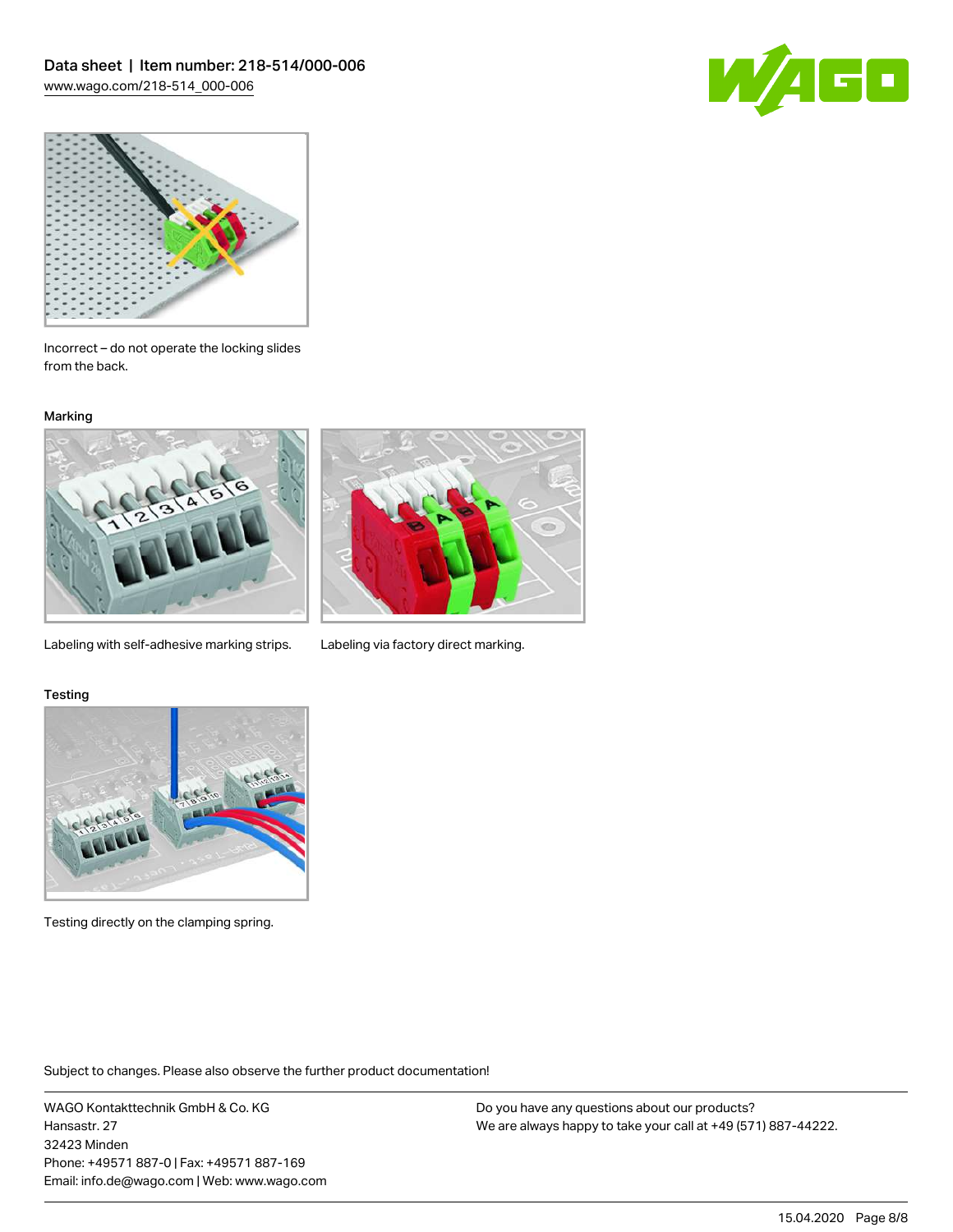Incorrect – do not operate the locking slides from the back.

Marking

Labeling with self-adhesive marking strips.

Labeling via factory direct marking.

Testing

Testing directly on the clamping spring.

Subject to changes. Please also observe the further product documentation!

WAGO Kontakttechnik GmbH & Co. KG
Hansastr. 27
32423 Minden
Phone: +49571 887-0 | Fax: +49571 887-169
Email: info.de@wago.com | Web: www.wago.com

Do you have any questions about our products?
We are always happy to take your call at +49 (571) 887-44222.